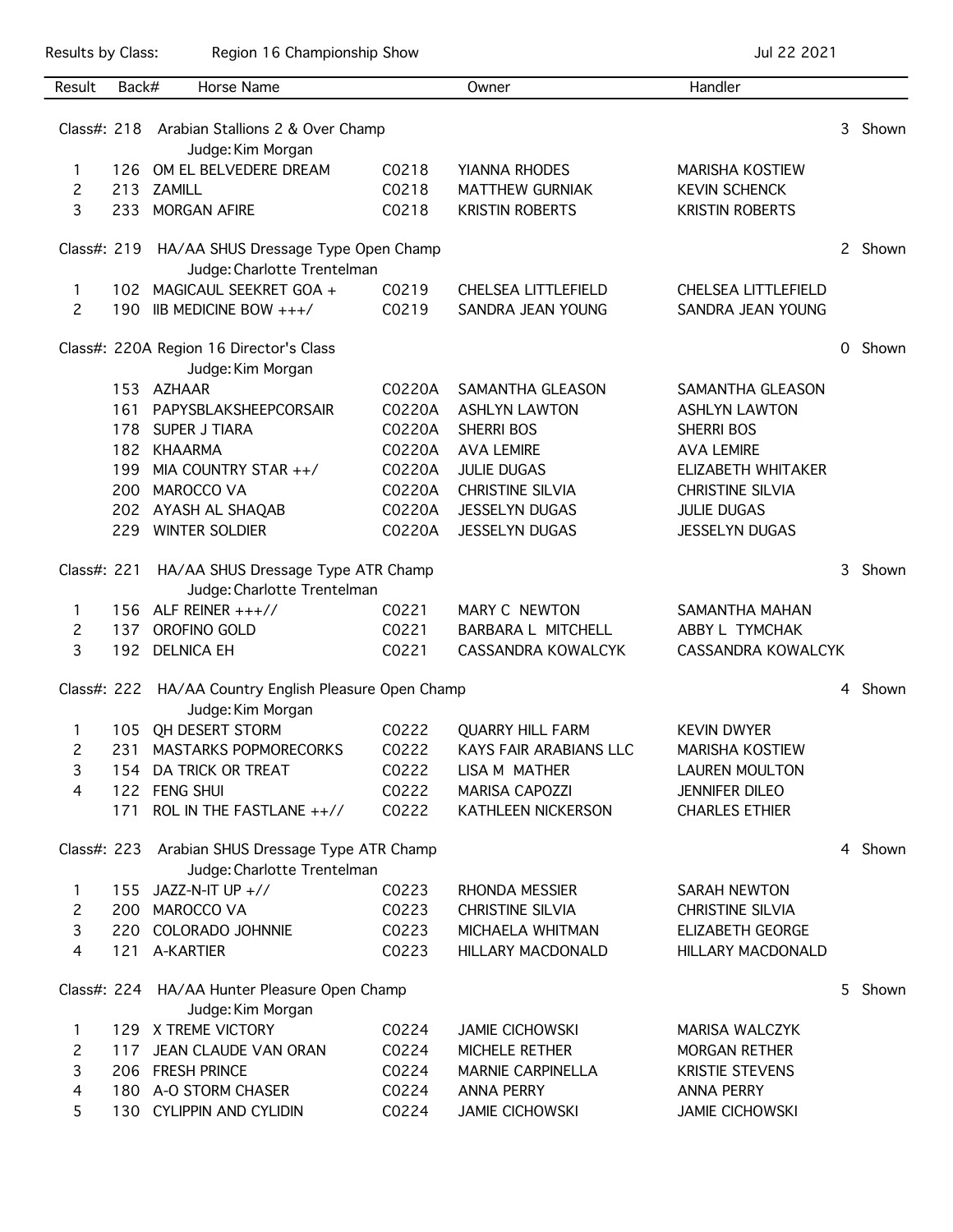Results by Class: Region 16 Championship Show Jul 22 2021

| Result | Back# | Horse Name | | Owner | Handler |
|---|---|---|---|---|---|
| **Class#: 218** | | **Arabian Stallions 2 & Over Champ** — Judge: Kim Morgan | | | 3 Shown |
| 1 | 126 | OM EL BELVEDERE DREAM | C0218 | YIANNA RHODES | MARISHA KOSTIEW |
| 2 | 213 | ZAMILL | C0218 | MATTHEW GURNIAK | KEVIN SCHENCK |
| 3 | 233 | MORGAN AFIRE | C0218 | KRISTIN ROBERTS | KRISTIN ROBERTS |
| **Class#: 219** | | **HA/AA SHUS Dressage Type Open Champ** — Judge: Charlotte Trentelman | | | 2 Shown |
| 1 | 102 | MAGICAUL SEEKRET GOA + | C0219 | CHELSEA LITTLEFIELD | CHELSEA LITTLEFIELD |
| 2 | 190 | IIB MEDICINE BOW +++/ | C0219 | SANDRA JEAN YOUNG | SANDRA JEAN YOUNG |
| **Class#: 220A** | | **Region 16 Director's Class** — Judge: Kim Morgan | | | 0 Shown |
| | 153 | AZHAAR | C0220A | SAMANTHA GLEASON | SAMANTHA GLEASON |
| | 161 | PAPYSBLAKSHEEPCORSAIR | C0220A | ASHLYN LAWTON | ASHLYN LAWTON |
| | 178 | SUPER J TIARA | C0220A | SHERRI BOS | SHERRI BOS |
| | 182 | KHAARMA | C0220A | AVA LEMIRE | AVA LEMIRE |
| | 199 | MIA COUNTRY STAR ++/ | C0220A | JULIE DUGAS | ELIZABETH WHITAKER |
| | 200 | MAROCCO VA | C0220A | CHRISTINE SILVIA | CHRISTINE SILVIA |
| | 202 | AYASH AL SHAQAB | C0220A | JESSELYN DUGAS | JULIE DUGAS |
| | 229 | WINTER SOLDIER | C0220A | JESSELYN DUGAS | JESSELYN DUGAS |
| **Class#: 221** | | **HA/AA SHUS Dressage Type ATR Champ** — Judge: Charlotte Trentelman | | | 3 Shown |
| 1 | 156 | ALF REINER +++// | C0221 | MARY C NEWTON | SAMANTHA MAHAN |
| 2 | 137 | OROFINO GOLD | C0221 | BARBARA L MITCHELL | ABBY L TYMCHAK |
| 3 | 192 | DELNICA EH | C0221 | CASSANDRA KOWALCYK | CASSANDRA KOWALCYK |
| **Class#: 222** | | **HA/AA Country English Pleasure Open Champ** — Judge: Kim Morgan | | | 4 Shown |
| 1 | 105 | QH DESERT STORM | C0222 | QUARRY HILL FARM | KEVIN DWYER |
| 2 | 231 | MASTARKS POPMORECORKS | C0222 | KAYS FAIR ARABIANS LLC | MARISHA KOSTIEW |
| 3 | 154 | DA TRICK OR TREAT | C0222 | LISA M MATHER | LAUREN MOULTON |
| 4 | 122 | FENG SHUI | C0222 | MARISA CAPOZZI | JENNIFER DILEO |
| | 171 | ROL IN THE FASTLANE ++// | C0222 | KATHLEEN NICKERSON | CHARLES ETHIER |
| **Class#: 223** | | **Arabian SHUS Dressage Type ATR Champ** — Judge: Charlotte Trentelman | | | 4 Shown |
| 1 | 155 | JAZZ-N-IT UP +// | C0223 | RHONDA MESSIER | SARAH NEWTON |
| 2 | 200 | MAROCCO VA | C0223 | CHRISTINE SILVIA | CHRISTINE SILVIA |
| 3 | 220 | COLORADO JOHNNIE | C0223 | MICHAELA WHITMAN | ELIZABETH GEORGE |
| 4 | 121 | A-KARTIER | C0223 | HILLARY MACDONALD | HILLARY MACDONALD |
| **Class#: 224** | | **HA/AA Hunter Pleasure Open Champ** — Judge: Kim Morgan | | | 5 Shown |
| 1 | 129 | X TREME VICTORY | C0224 | JAMIE CICHOWSKI | MARISA WALCZYK |
| 2 | 117 | JEAN CLAUDE VAN ORAN | C0224 | MICHELE RETHER | MORGAN RETHER |
| 3 | 206 | FRESH PRINCE | C0224 | MARNIE CARPINELLA | KRISTIE STEVENS |
| 4 | 180 | A-O STORM CHASER | C0224 | ANNA PERRY | ANNA PERRY |
| 5 | 130 | CYLIPPIN AND CYLIDIN | C0224 | JAMIE CICHOWSKI | JAMIE CICHOWSKI |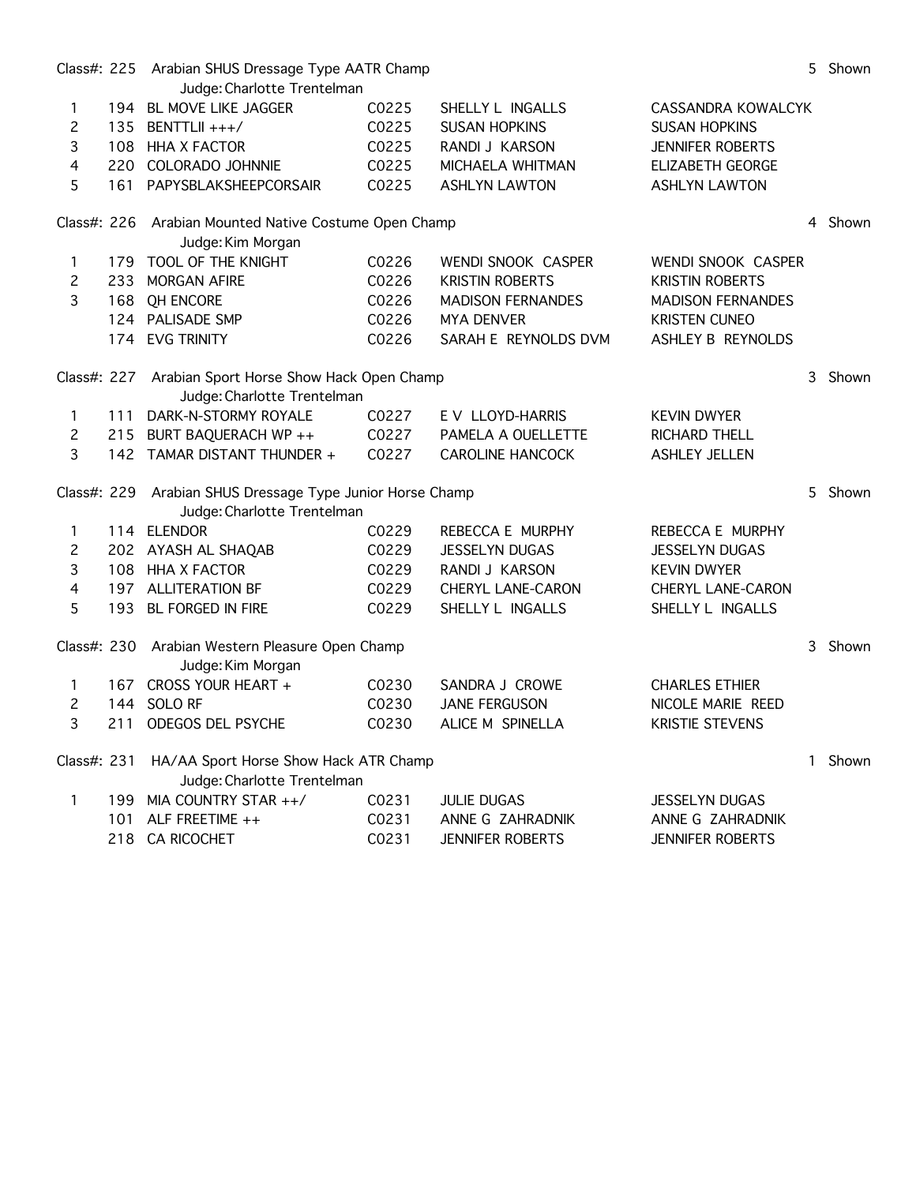Class#: 225 Arabian SHUS Dressage Type AATR Champ — 5 Shown

Judge: Charlotte Trentelman

| | | | | | |
|---|---|---|---|---|---|
| 1 | 194 | BL MOVE LIKE JAGGER | C0225 | SHELLY L INGALLS | CASSANDRA KOWALCYK |
| 2 | 135 | BENTTLII +++/ | C0225 | SUSAN HOPKINS | SUSAN HOPKINS |
| 3 | 108 | HHA X FACTOR | C0225 | RANDI J KARSON | JENNIFER ROBERTS |
| 4 | 220 | COLORADO JOHNNIE | C0225 | MICHAELA WHITMAN | ELIZABETH GEORGE |
| 5 | 161 | PAPYSBLAKSHEEPCORSAIR | C0225 | ASHLYN LAWTON | ASHLYN LAWTON |

Class#: 226 Arabian Mounted Native Costume Open Champ — 4 Shown

Judge: Kim Morgan

| | | | | | |
|---|---|---|---|---|---|
| 1 | 179 | TOOL OF THE KNIGHT | C0226 | WENDI SNOOK CASPER | WENDI SNOOK CASPER |
| 2 | 233 | MORGAN AFIRE | C0226 | KRISTIN ROBERTS | KRISTIN ROBERTS |
| 3 | 168 | QH ENCORE | C0226 | MADISON FERNANDES | MADISON FERNANDES |
| | 124 | PALISADE SMP | C0226 | MYA DENVER | KRISTEN CUNEO |
| | 174 | EVG TRINITY | C0226 | SARAH E REYNOLDS DVM | ASHLEY B REYNOLDS |

Class#: 227 Arabian Sport Horse Show Hack Open Champ — 3 Shown

Judge: Charlotte Trentelman

| | | | | | |
|---|---|---|---|---|---|
| 1 | 111 | DARK-N-STORMY ROYALE | C0227 | E V LLOYD-HARRIS | KEVIN DWYER |
| 2 | 215 | BURT BAQUERACH WP ++ | C0227 | PAMELA A OUELLETTE | RICHARD THELL |
| 3 | 142 | TAMAR DISTANT THUNDER + | C0227 | CAROLINE HANCOCK | ASHLEY JELLEN |

Class#: 229 Arabian SHUS Dressage Type Junior Horse Champ — 5 Shown

Judge: Charlotte Trentelman

| | | | | | |
|---|---|---|---|---|---|
| 1 | 114 | ELENDOR | C0229 | REBECCA E MURPHY | REBECCA E MURPHY |
| 2 | 202 | AYASH AL SHAQAB | C0229 | JESSELYN DUGAS | JESSELYN DUGAS |
| 3 | 108 | HHA X FACTOR | C0229 | RANDI J KARSON | KEVIN DWYER |
| 4 | 197 | ALLITERATION BF | C0229 | CHERYL LANE-CARON | CHERYL LANE-CARON |
| 5 | 193 | BL FORGED IN FIRE | C0229 | SHELLY L INGALLS | SHELLY L INGALLS |

Class#: 230 Arabian Western Pleasure Open Champ — 3 Shown

Judge: Kim Morgan

| | | | | | |
|---|---|---|---|---|---|
| 1 | 167 | CROSS YOUR HEART + | C0230 | SANDRA J CROWE | CHARLES ETHIER |
| 2 | 144 | SOLO RF | C0230 | JANE FERGUSON | NICOLE MARIE REED |
| 3 | 211 | ODEGOS DEL PSYCHE | C0230 | ALICE M SPINELLA | KRISTIE STEVENS |

Class#: 231 HA/AA Sport Horse Show Hack ATR Champ — 1 Shown

Judge: Charlotte Trentelman

| | | | | | |
|---|---|---|---|---|---|
| 1 | 199 | MIA COUNTRY STAR ++/ | C0231 | JULIE DUGAS | JESSELYN DUGAS |
| | 101 | ALF FREETIME ++ | C0231 | ANNE G ZAHRADNIK | ANNE G ZAHRADNIK |
| | 218 | CA RICOCHET | C0231 | JENNIFER ROBERTS | JENNIFER ROBERTS |